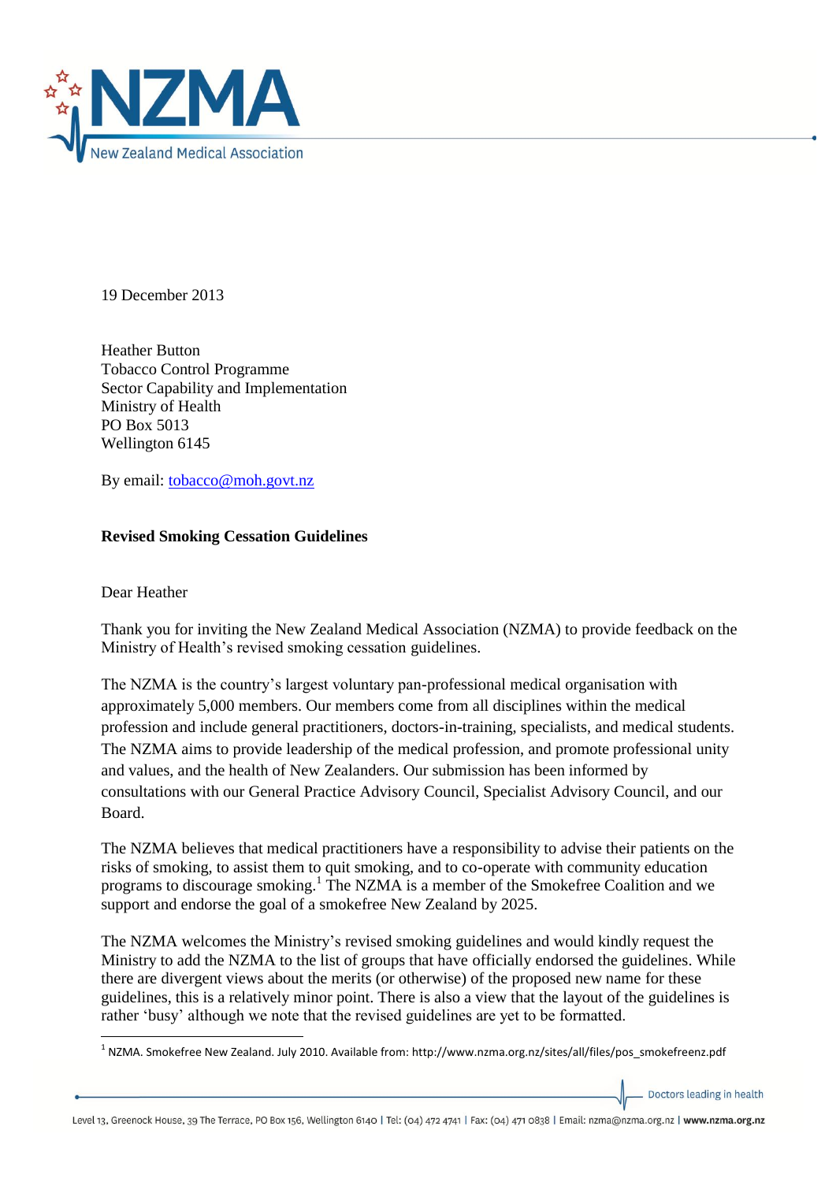19 December 2013

Heather Button
Tobacco Control Programme
Sector Capability and Implementation
Ministry of Health
PO Box 5013
Wellington 6145

By email: tobacco@moh.govt.nz

**Revised Smoking Cessation Guidelines**

Dear Heather

Thank you for inviting the New Zealand Medical Association (NZMA) to provide feedback on the Ministry of Health's revised smoking cessation guidelines.

The NZMA is the country's largest voluntary pan-professional medical organisation with approximately 5,000 members. Our members come from all disciplines within the medical profession and include general practitioners, doctors-in-training, specialists, and medical students. The NZMA aims to provide leadership of the medical profession, and promote professional unity and values, and the health of New Zealanders. Our submission has been informed by consultations with our General Practice Advisory Council, Specialist Advisory Council, and our Board.

The NZMA believes that medical practitioners have a responsibility to advise their patients on the risks of smoking, to assist them to quit smoking, and to co-operate with community education programs to discourage smoking.[1] The NZMA is a member of the Smokefree Coalition and we support and endorse the goal of a smokefree New Zealand by 2025.

The NZMA welcomes the Ministry's revised smoking guidelines and would kindly request the Ministry to add the NZMA to the list of groups that have officially endorsed the guidelines. While there are divergent views about the merits (or otherwise) of the proposed new name for these guidelines, this is a relatively minor point. There is also a view that the layout of the guidelines is rather 'busy' although we note that the revised guidelines are yet to be formatted.

[1] NZMA. Smokefree New Zealand. July 2010. Available from: http://www.nzma.org.nz/sites/all/files/pos_smokefreenz.pdf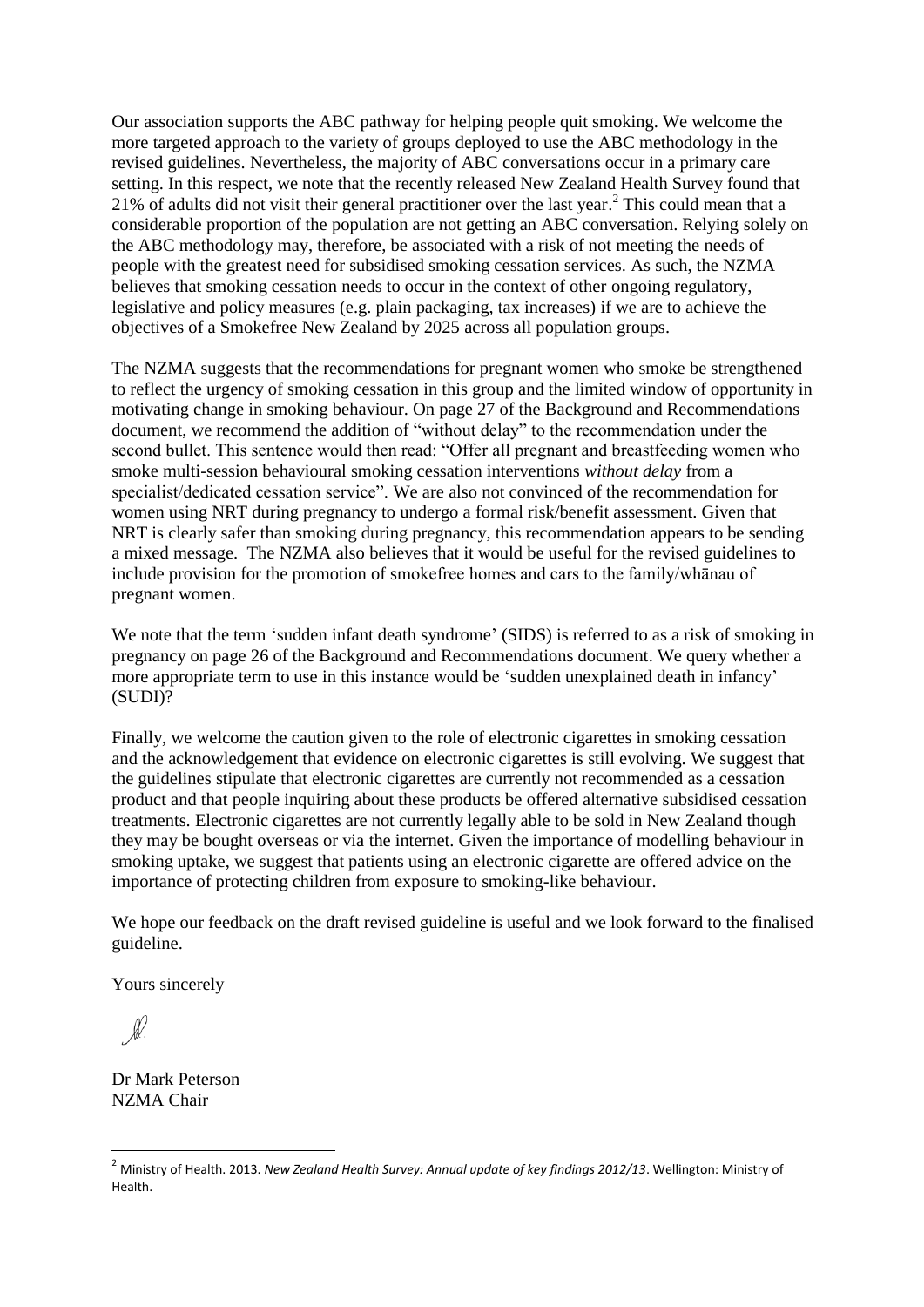Our association supports the ABC pathway for helping people quit smoking. We welcome the more targeted approach to the variety of groups deployed to use the ABC methodology in the revised guidelines. Nevertheless, the majority of ABC conversations occur in a primary care setting. In this respect, we note that the recently released New Zealand Health Survey found that 21% of adults did not visit their general practitioner over the last year.[2] This could mean that a considerable proportion of the population are not getting an ABC conversation. Relying solely on the ABC methodology may, therefore, be associated with a risk of not meeting the needs of people with the greatest need for subsidised smoking cessation services. As such, the NZMA believes that smoking cessation needs to occur in the context of other ongoing regulatory, legislative and policy measures (e.g. plain packaging, tax increases) if we are to achieve the objectives of a Smokefree New Zealand by 2025 across all population groups.

The NZMA suggests that the recommendations for pregnant women who smoke be strengthened to reflect the urgency of smoking cessation in this group and the limited window of opportunity in motivating change in smoking behaviour. On page 27 of the Background and Recommendations document, we recommend the addition of "without delay" to the recommendation under the second bullet. This sentence would then read: "Offer all pregnant and breastfeeding women who smoke multi-session behavioural smoking cessation interventions *without delay* from a specialist/dedicated cessation service". We are also not convinced of the recommendation for women using NRT during pregnancy to undergo a formal risk/benefit assessment. Given that NRT is clearly safer than smoking during pregnancy, this recommendation appears to be sending a mixed message. The NZMA also believes that it would be useful for the revised guidelines to include provision for the promotion of smokefree homes and cars to the family/whānau of pregnant women.

We note that the term 'sudden infant death syndrome' (SIDS) is referred to as a risk of smoking in pregnancy on page 26 of the Background and Recommendations document. We query whether a more appropriate term to use in this instance would be 'sudden unexplained death in infancy' (SUDI)?

Finally, we welcome the caution given to the role of electronic cigarettes in smoking cessation and the acknowledgement that evidence on electronic cigarettes is still evolving. We suggest that the guidelines stipulate that electronic cigarettes are currently not recommended as a cessation product and that people inquiring about these products be offered alternative subsidised cessation treatments. Electronic cigarettes are not currently legally able to be sold in New Zealand though they may be bought overseas or via the internet. Given the importance of modelling behaviour in smoking uptake, we suggest that patients using an electronic cigarette are offered advice on the importance of protecting children from exposure to smoking-like behaviour.

We hope our feedback on the draft revised guideline is useful and we look forward to the finalised guideline.

Yours sincerely

Dr Mark Peterson
NZMA Chair

[2] Ministry of Health. 2013. *New Zealand Health Survey: Annual update of key findings 2012/13*. Wellington: Ministry of Health.